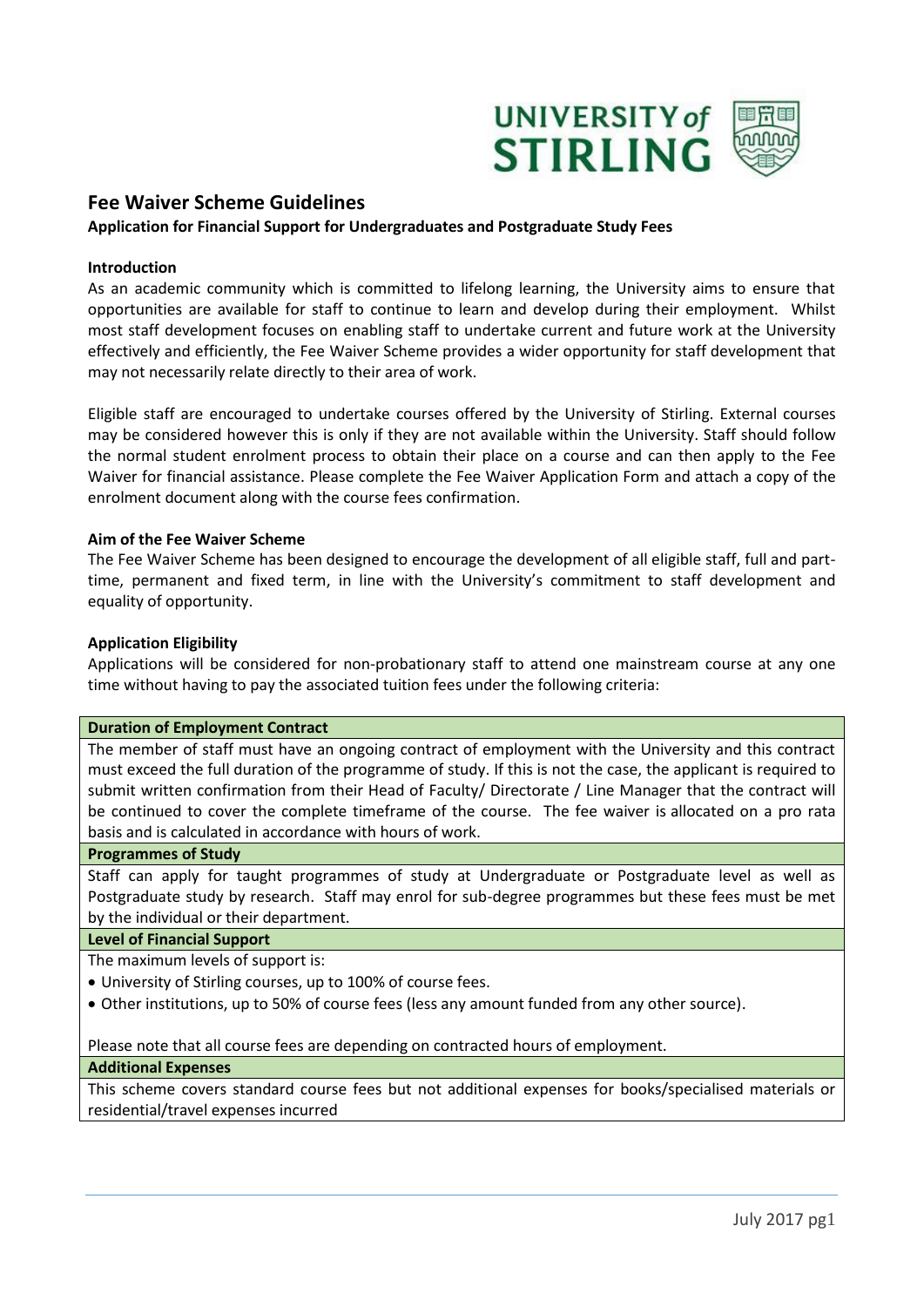# Fee Waiver Scheme Guidelines

**Application for Financial Support for Undergraduates and Postgraduate Study Fees**

### Introduction

As an academic community which is committed to lifelong learning, the University aims to ensure that opportunities are available for staff to continue to learn and develop during their employment. Whilst most staff development focuses on enabling staff to undertake current and future work at the University effectively and efficiently, the Fee Waiver Scheme provides a wider opportunity for staff development that may not necessarily relate directly to their area of work.

Eligible staff are encouraged to undertake courses offered by the University of Stirling. External courses may be considered however this is only if they are not available within the University. Staff should follow the normal student enrolment process to obtain their place on a course and can then apply to the Fee Waiver for financial assistance. Please complete the Fee Waiver Application Form and attach a copy of the enrolment document along with the course fees confirmation.

### Aim of the Fee Waiver Scheme

The Fee Waiver Scheme has been designed to encourage the development of all eligible staff, full and part-time, permanent and fixed term, in line with the University's commitment to staff development and equality of opportunity.

### Application Eligibility

Applications will be considered for non-probationary staff to attend one mainstream course at any one time without having to pay the associated tuition fees under the following criteria:

| **Duration of Employment Contract** |
|---|
| The member of staff must have an ongoing contract of employment with the University and this contract must exceed the full duration of the programme of study. If this is not the case, the applicant is required to submit written confirmation from their Head of Faculty/ Directorate / Line Manager that the contract will be continued to cover the complete timeframe of the course. The fee waiver is allocated on a pro rata basis and is calculated in accordance with hours of work. |
| **Programmes of Study** |
| Staff can apply for taught programmes of study at Undergraduate or Postgraduate level as well as Postgraduate study by research. Staff may enrol for sub-degree programmes but these fees must be met by the individual or their department. |
| **Level of Financial Support** |
| The maximum levels of support is:<br>• University of Stirling courses, up to 100% of course fees.<br>• Other institutions, up to 50% of course fees (less any amount funded from any other source).<br><br>Please note that all course fees are depending on contracted hours of employment. |
| **Additional Expenses** |
| This scheme covers standard course fees but not additional expenses for books/specialised materials or residential/travel expenses incurred |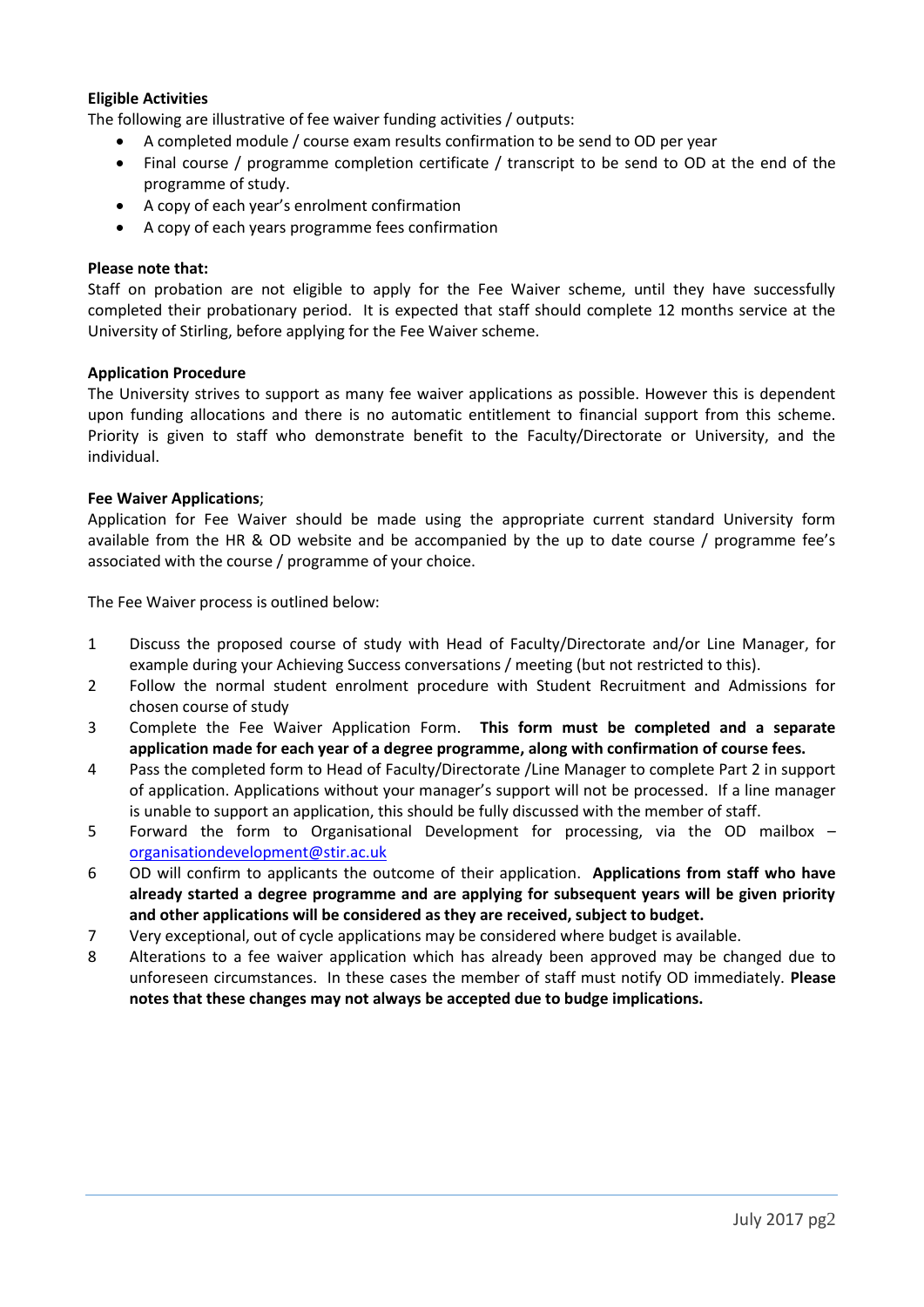**Eligible Activities**

The following are illustrative of fee waiver funding activities / outputs:

- A completed module / course exam results confirmation to be send to OD per year
- Final course / programme completion certificate / transcript to be send to OD at the end of the programme of study.
- A copy of each year's enrolment confirmation
- A copy of each years programme fees confirmation

**Please note that:**

Staff on probation are not eligible to apply for the Fee Waiver scheme, until they have successfully completed their probationary period. It is expected that staff should complete 12 months service at the University of Stirling, before applying for the Fee Waiver scheme.

**Application Procedure**

The University strives to support as many fee waiver applications as possible. However this is dependent upon funding allocations and there is no automatic entitlement to financial support from this scheme. Priority is given to staff who demonstrate benefit to the Faculty/Directorate or University, and the individual.

**Fee Waiver Applications**;

Application for Fee Waiver should be made using the appropriate current standard University form available from the HR & OD website and be accompanied by the up to date course / programme fee's associated with the course / programme of your choice.

The Fee Waiver process is outlined below:

1. Discuss the proposed course of study with Head of Faculty/Directorate and/or Line Manager, for example during your Achieving Success conversations / meeting (but not restricted to this).
2. Follow the normal student enrolment procedure with Student Recruitment and Admissions for chosen course of study
3. Complete the Fee Waiver Application Form. **This form must be completed and a separate application made for each year of a degree programme, along with confirmation of course fees.**
4. Pass the completed form to Head of Faculty/Directorate /Line Manager to complete Part 2 in support of application. Applications without your manager's support will not be processed. If a line manager is unable to support an application, this should be fully discussed with the member of staff.
5. Forward the form to Organisational Development for processing, via the OD mailbox – organisationdevelopment@stir.ac.uk
6. OD will confirm to applicants the outcome of their application. **Applications from staff who have already started a degree programme and are applying for subsequent years will be given priority and other applications will be considered as they are received, subject to budget.**
7. Very exceptional, out of cycle applications may be considered where budget is available.
8. Alterations to a fee waiver application which has already been approved may be changed due to unforeseen circumstances. In these cases the member of staff must notify OD immediately. **Please notes that these changes may not always be accepted due to budge implications.**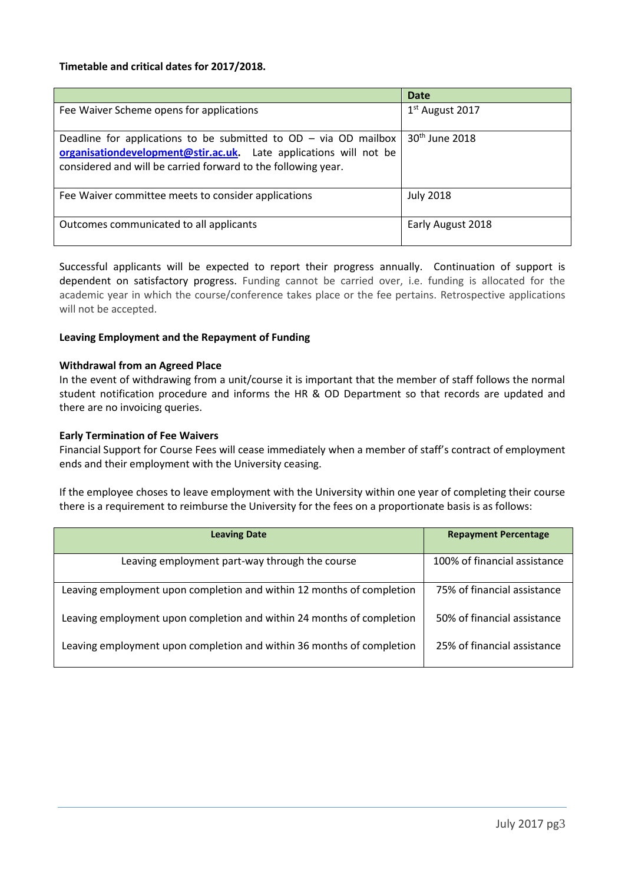**Timetable and critical dates for 2017/2018.**

| | Date |
|---|---|
| Fee Waiver Scheme opens for applications | 1st August 2017 |
| Deadline for applications to be submitted to OD – via OD mailbox **organisationdevelopment@stir.ac.uk**. Late applications will not be considered and will be carried forward to the following year. | 30th June 2018 |
| Fee Waiver committee meets to consider applications | July 2018 |
| Outcomes communicated to all applicants | Early August 2018 |

Successful applicants will be expected to report their progress annually. Continuation of support is dependent on satisfactory progress. Funding cannot be carried over, i.e. funding is allocated for the academic year in which the course/conference takes place or the fee pertains. Retrospective applications will not be accepted.

**Leaving Employment and the Repayment of Funding**

**Withdrawal from an Agreed Place**

In the event of withdrawing from a unit/course it is important that the member of staff follows the normal student notification procedure and informs the HR & OD Department so that records are updated and there are no invoicing queries.

**Early Termination of Fee Waivers**

Financial Support for Course Fees will cease immediately when a member of staff's contract of employment ends and their employment with the University ceasing.

If the employee choses to leave employment with the University within one year of completing their course there is a requirement to reimburse the University for the fees on a proportionate basis is as follows:

| Leaving Date | Repayment Percentage |
|---|---|
| Leaving employment part-way through the course | 100% of financial assistance |
| Leaving employment upon completion and within 12 months of completion | 75% of financial assistance |
| Leaving employment upon completion and within 24 months of completion | 50% of financial assistance |
| Leaving employment upon completion and within 36 months of completion | 25% of financial assistance |